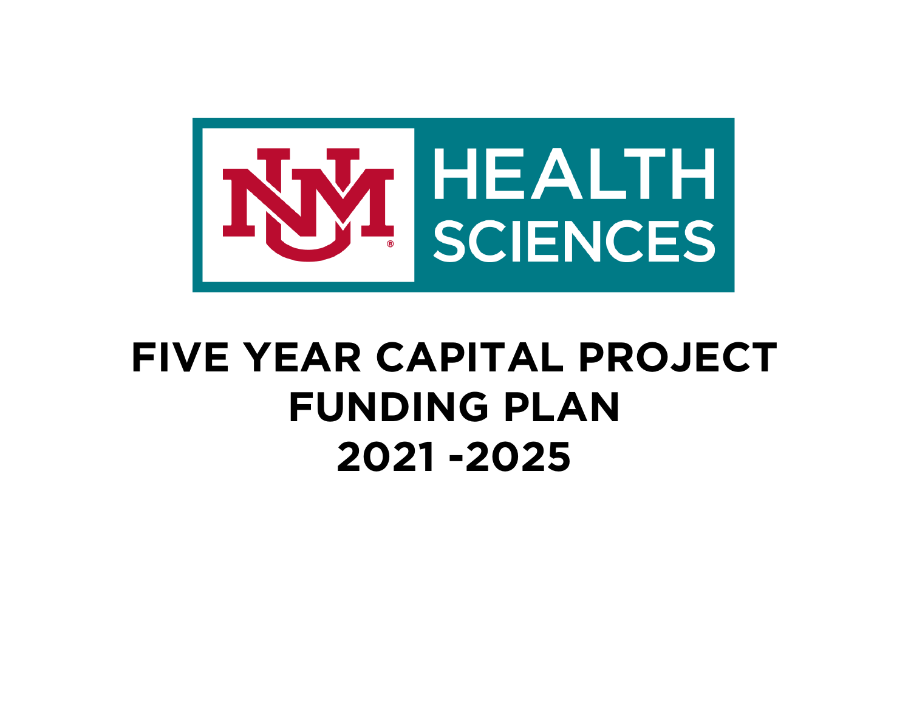# UNM HEALTH SCIENCES

# FIVE YEAR CAPITAL PROJECT FUNDING PLAN 2021 -2025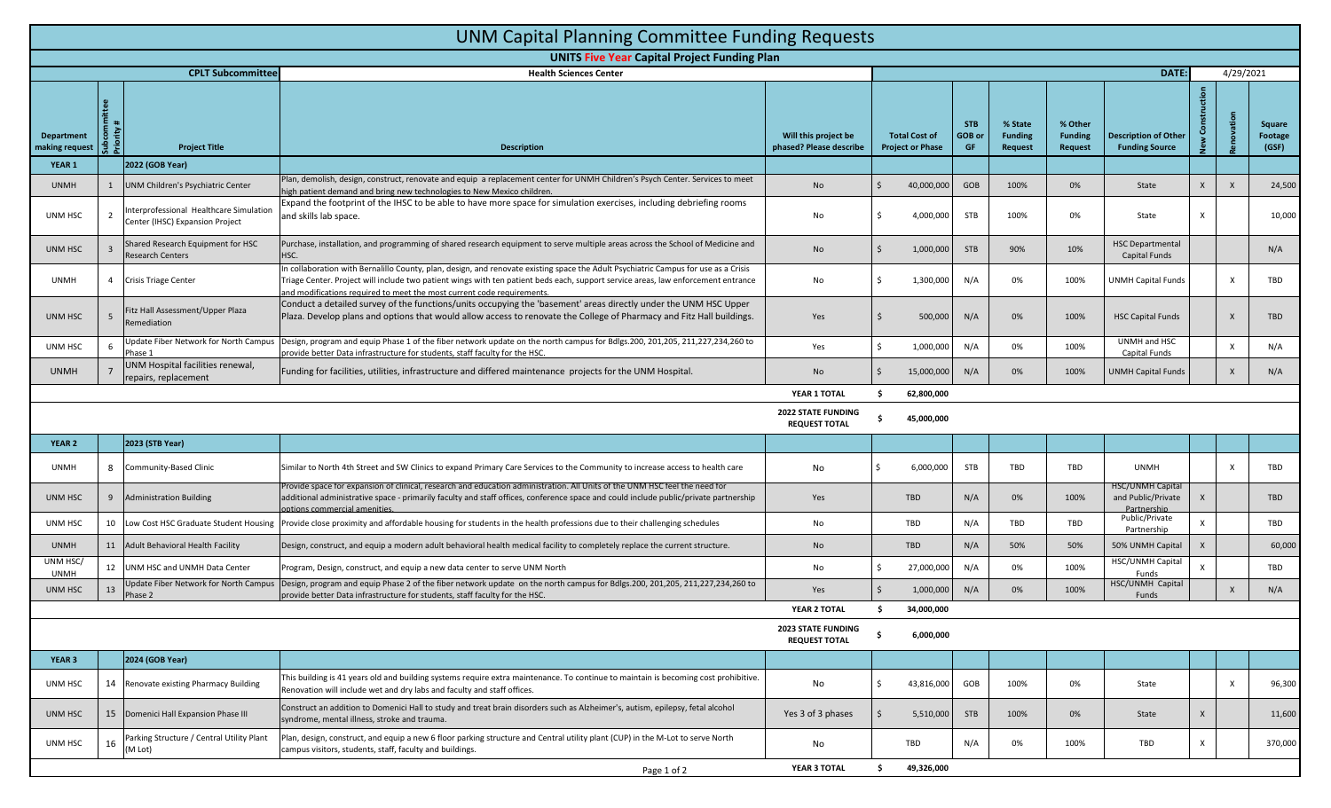# UNM Capital Planning Committee Funding Requests

## UNITS Five Year Capital Project Funding Plan

**CPLT Subcommittee:** Health Sciences Center

**DATE:** 4/29/2021

| Department making request | Subcommittee Priority # | Project Title | Description | Will this project be phased? Please describe | Total Cost of Project or Phase | STB GOB or GF | % State Funding Request | % Other Funding Request | Description of Other Funding Source | New Construction | Renovation | Square Footage (GSF) |
|---|---|---|---|---|---|---|---|---|---|---|---|---|
| **YEAR 1** | | **2022 (GOB Year)** | | | | | | | | | | |
| UNMH | 1 | UNM Children's Psychiatric Center | Plan, demolish, design, construct, renovate and equip a replacement center for UNMH Children's Psych Center. Services to meet high patient demand and bring new technologies to New Mexico children. | No | $ 40,000,000 | GOB | 100% | 0% | State | X | X | 24,500 |
| UNM HSC | 2 | Interprofessional Healthcare Simulation Center (IHSC) Expansion Project | Expand the footprint of the IHSC to be able to have more space for simulation exercises, including debriefing rooms and skills lab space. | No | $ 4,000,000 | STB | 100% | 0% | State | X | | 10,000 |
| UNM HSC | 3 | Shared Research Equipment for HSC Research Centers | Purchase, installation, and programming of shared research equipment to serve multiple areas across the School of Medicine and HSC. | No | $ 1,000,000 | STB | 90% | 10% | HSC Departmental Capital Funds | | | N/A |
| UNMH | 4 | Crisis Triage Center | In collaboration with Bernalillo County, plan, design, and renovate existing space the Adult Psychiatric Campus for use as a Crisis Triage Center. Project will include two patient wings with ten patient beds each, support service areas, law enforcement entrance and modifications required to meet the most current code requirements. | No | $ 1,300,000 | N/A | 0% | 100% | UNMH Capital Funds | | X | TBD |
| UNM HSC | 5 | Fitz Hall Assessment/Upper Plaza Remediation | Conduct a detailed survey of the functions/units occupying the 'basement' areas directly under the UNM HSC Upper Plaza. Develop plans and options that would allow access to renovate the College of Pharmacy and Fitz Hall buildings. | Yes | $ 500,000 | N/A | 0% | 100% | HSC Capital Funds | | X | TBD |
| UNM HSC | 6 | Update Fiber Network for North Campus Phase 1 | Design, program and equip Phase 1 of the fiber network update on the north campus for Bdlgs.200, 201,205, 211,227,234,260 to provide better Data infrastructure for students, staff faculty for the HSC. | Yes | $ 1,000,000 | N/A | 0% | 100% | UNMH and HSC Capital Funds | | X | N/A |
| UNMH | 7 | UNM Hospital facilities renewal, repairs, replacement | Funding for facilities, utilities, infrastructure and differed maintenance projects for the UNM Hospital. | No | $ 15,000,000 | N/A | 0% | 100% | UNMH Capital Funds | | X | N/A |
| | | | | **YEAR 1 TOTAL** | **$ 62,800,000** | | | | | | | |
| | | | | **2022 STATE FUNDING REQUEST TOTAL** | **$ 45,000,000** | | | | | | | |
| **YEAR 2** | | **2023 (STB Year)** | | | | | | | | | | |
| UNMH | 8 | Community-Based Clinic | Similar to North 4th Street and SW Clinics to expand Primary Care Services to the Community to increase access to health care | No | $ 6,000,000 | STB | TBD | TBD | UNMH | | X | TBD |
| UNM HSC | 9 | Administration Building | Provide space for expansion of clinical, research and education administration. All Units of the UNM HSC feel the need for additional administrative space - primarily faculty and staff offices, conference space and could include public/private partnership options commercial amenities. | Yes | TBD | N/A | 0% | 100% | HSC/UNMH Capital and Public/Private Partnership | X | | TBD |
| UNM HSC | 10 | Low Cost HSC Graduate Student Housing | Provide close proximity and affordable housing for students in the health professions due to their challenging schedules | No | TBD | N/A | TBD | TBD | Public/Private Partnership | X | | TBD |
| UNMH | 11 | Adult Behavioral Health Facility | Design, construct, and equip a modern adult behavioral health medical facility to completely replace the current structure. | No | TBD | N/A | 50% | 50% | 50% UNMH Capital | X | | 60,000 |
| UNM HSC/ UNMH | 12 | UNM HSC and UNMH Data Center | Program, Design, construct, and equip a new data center to serve UNM North | No | $ 27,000,000 | N/A | 0% | 100% | HSC/UNMH Capital Funds | X | | TBD |
| UNM HSC | 13 | Update Fiber Network for North Campus Phase 2 | Design, program and equip Phase 2 of the fiber network update on the north campus for Bdlgs.200, 201,205, 211,227,234,260 to provide better Data infrastructure for students, staff faculty for the HSC. | Yes | $ 1,000,000 | N/A | 0% | 100% | HSC/UNMH Capital Funds | | X | N/A |
| | | | | **YEAR 2 TOTAL** | **$ 34,000,000** | | | | | | | |
| | | | | **2023 STATE FUNDING REQUEST TOTAL** | **$ 6,000,000** | | | | | | | |
| **YEAR 3** | | **2024 (GOB Year)** | | | | | | | | | | |
| UNM HSC | 14 | Renovate existing Pharmacy Building | This building is 41 years old and building systems require extra maintenance. To continue to maintain is becoming cost prohibitive. Renovation will include wet and dry labs and faculty and staff offices. | No | $ 43,816,000 | GOB | 100% | 0% | State | | X | 96,300 |
| UNM HSC | 15 | Domenici Hall Expansion Phase III | Construct an addition to Domenici Hall to study and treat brain disorders such as Alzheimer's, autism, epilepsy, fetal alcohol syndrome, mental illness, stroke and trauma. | Yes 3 of 3 phases | $ 5,510,000 | STB | 100% | 0% | State | X | | 11,600 |
| UNM HSC | 16 | Parking Structure / Central Utility Plant (M Lot) | Plan, design, construct, and equip a new 6 floor parking structure and Central utility plant (CUP) in the M-Lot to serve North campus visitors, students, staff, faculty and buildings. | No | TBD | N/A | 0% | 100% | TBD | X | | 370,000 |
| | | | | **YEAR 3 TOTAL** | **$ 49,326,000** | | | | | | | |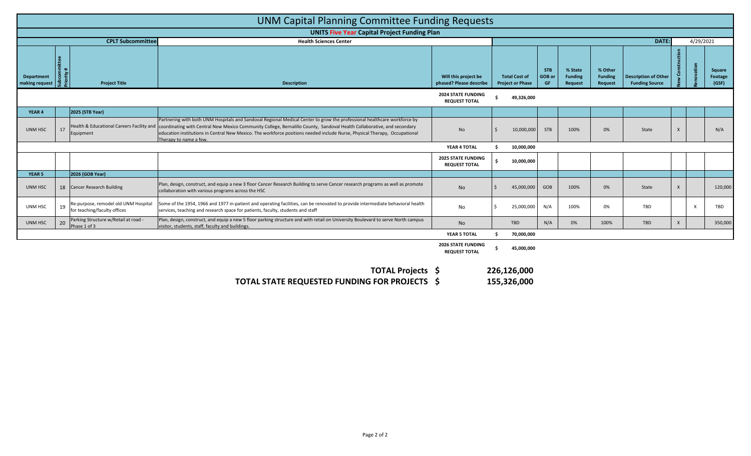# UNM Capital Planning Committee Funding Requests

## UNITS Five Year Capital Project Funding Plan

| CPLT Subcommittee | | | Health Sciences Center | | | | | | | DATE: | 4/29/2021 | | |
|---|---|---|---|---|---|---|---|---|---|---|---|---|---|
| Department making request | Subcommittee Priority # | Project Title | Description | Will this project be phased? Please describe | Total Cost of Project or Phase | STB GOB or GF | % State Funding Request | % Other Funding Request | Description of Other Funding Source | New Construction | Renovation | Square Footage (GSF) |
| | | | | 2024 STATE FUNDING REQUEST TOTAL | $ 49,326,000 | | | | | | | |
| YEAR 4 | | 2025 (STB Year) | | | | | | | | | | |
| UNM HSC | 17 | Health & Educational Careers Facility and Equipment | Partnering with both UNM Hospitals and Sandoval Regional Medical Center to grow the professional healthcare workforce by coordinating with Central New Mexico Community College, Bernalillo County, Sandoval Health Collaborative, and secondary education institutions in Central New Mexico. The workforce positions needed include Nurse, Physical Therapy, Occupational Therapy to name a few. | No | $ 10,000,000 | STB | 100% | 0% | State | X | | N/A |
| | | | | YEAR 4 TOTAL | $ 10,000,000 | | | | | | | |
| | | | | 2025 STATE FUNDING REQUEST TOTAL | $ 10,000,000 | | | | | | | |
| YEAR 5 | | 2026 (GOB Year) | | | | | | | | | | |
| UNM HSC | 18 | Cancer Research Building | Plan, design, construct, and equip a new 3 floor Cancer Research Building to serve Cancer research programs as well as promote collaboration with various programs across the HSC | No | $ 45,000,000 | GOB | 100% | 0% | State | X | | 120,000 |
| UNM HSC | 19 | Re-purpose, remodel old UNM Hospital for teaching/faculty offices | Some of the 1954, 1966 and 1977 in-patient and operating facilities, can be renovated to provide intermediate behavioral health services, teaching and research space for patients, faculty, students and staff | No | $ 25,000,000 | N/A | 100% | 0% | TBD | | X | TBD |
| UNM HSC | 20 | Parking Structure w/Retail at road - Phase 1 of 3 | Plan, design, construct, and equip a new 5 floor parking structure and with retail on University Boulevard to serve North campus visitor, students, staff, faculty and buildings. | No | TBD | N/A | 0% | 100% | TBD | X | | 350,000 |
| | | | | YEAR 5 TOTAL | $ 70,000,000 | | | | | | | |
| | | | | 2026 STATE FUNDING REQUEST TOTAL | $ 45,000,000 | | | | | | | |

**TOTAL Projects $ 226,126,000**

**TOTAL STATE REQUESTED FUNDING FOR PROJECTS $ 155,326,000**